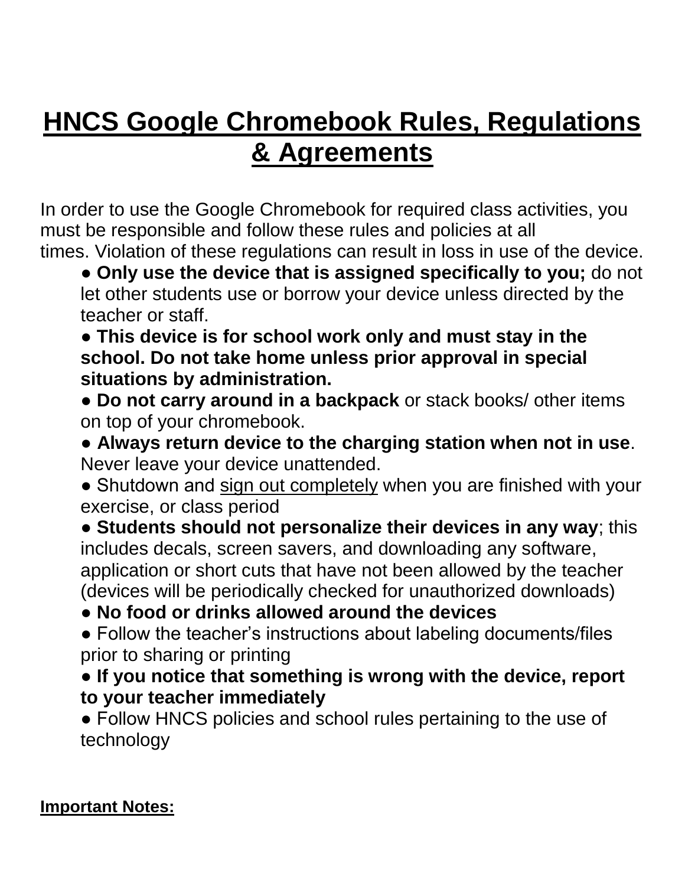# HNCS Google Chromebook Rules, Regulations & Agreements

In order to use the Google Chromebook for required class activities, you must be responsible and follow these rules and policies at all times. Violation of these regulations can result in loss in use of the device.

- **Only use the device that is assigned specifically to you;** do not let other students use or borrow your device unless directed by the teacher or staff.
- **This device is for school work only and must stay in the school. Do not take home unless prior approval in special situations by administration.**
- **Do not carry around in a backpack** or stack books/ other items on top of your chromebook.
- **Always return device to the charging station when not in use**. Never leave your device unattended.
- Shutdown and <u>sign out completely</u> when you are finished with your exercise, or class period
- **Students should not personalize their devices in any way**; this includes decals, screen savers, and downloading any software, application or short cuts that have not been allowed by the teacher (devices will be periodically checked for unauthorized downloads)
- **No food or drinks allowed around the devices**
- Follow the teacher's instructions about labeling documents/files prior to sharing or printing
- **If you notice that something is wrong with the device, report to your teacher immediately**
- Follow HNCS policies and school rules pertaining to the use of technology

**<u>Important Notes:</u>**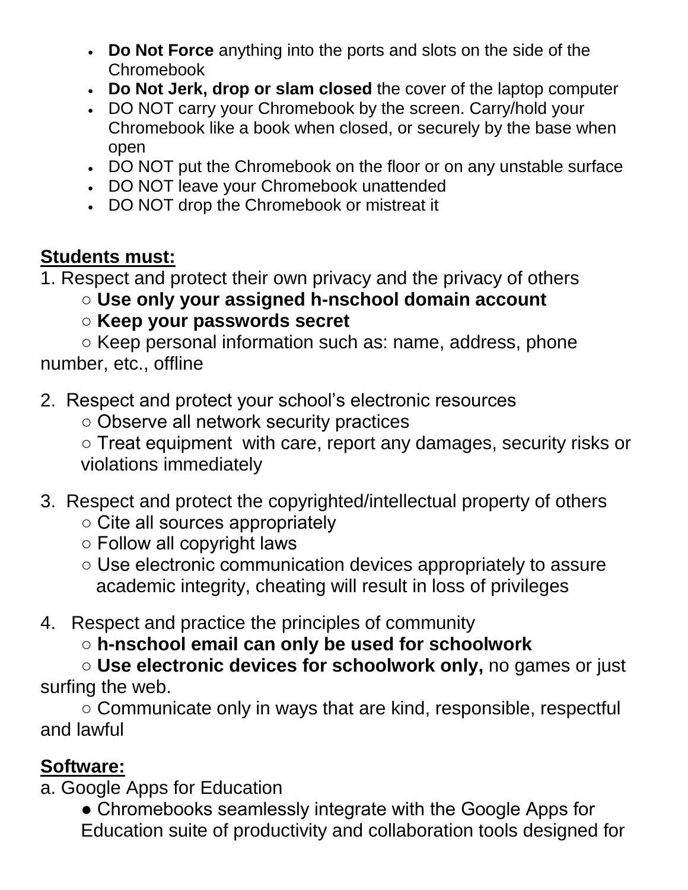- **Do Not Force** anything into the ports and slots on the side of the Chromebook
- **Do Not Jerk, drop or slam closed** the cover of the laptop computer
- DO NOT carry your Chromebook by the screen. Carry/hold your Chromebook like a book when closed, or securely by the base when open
- DO NOT put the Chromebook on the floor or on any unstable surface
- DO NOT leave your Chromebook unattended
- DO NOT drop the Chromebook or mistreat it

**<u>Students must:</u>**

1. Respect and protect their own privacy and the privacy of others
    - **Use only your assigned h-nschool domain account**
    - **Keep your passwords secret**
    - Keep personal information such as: name, address, phone number, etc., offline

2. Respect and protect your school's electronic resources
    - Observe all network security practices
    - Treat equipment with care, report any damages, security risks or violations immediately

3. Respect and protect the copyrighted/intellectual property of others
    - Cite all sources appropriately
    - Follow all copyright laws
    - Use electronic communication devices appropriately to assure academic integrity, cheating will result in loss of privileges

4. Respect and practice the principles of community
    - **h-nschool email can only be used for schoolwork**
    - **Use electronic devices for schoolwork only,** no games or just surfing the web.
    - Communicate only in ways that are kind, responsible, respectful and lawful

**<u>Software:</u>**

a. Google Apps for Education

- Chromebooks seamlessly integrate with the Google Apps for Education suite of productivity and collaboration tools designed for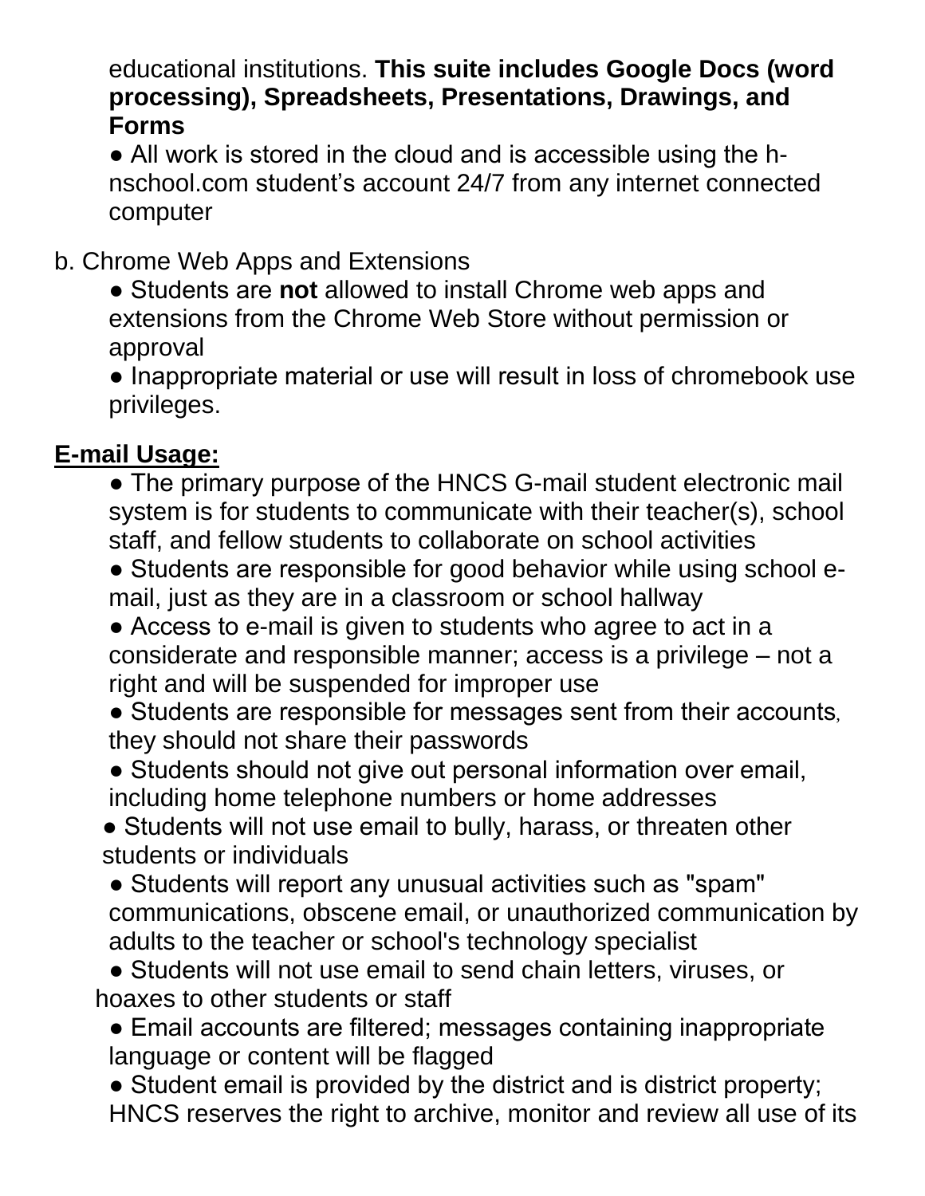educational institutions. **This suite includes Google Docs (word processing), Spreadsheets, Presentations, Drawings, and Forms**

- All work is stored in the cloud and is accessible using the h-nschool.com student's account 24/7 from any internet connected computer

b. Chrome Web Apps and Extensions

- Students are **not** allowed to install Chrome web apps and extensions from the Chrome Web Store without permission or approval
- Inappropriate material or use will result in loss of chromebook use privileges.

**<u>E-mail Usage:</u>**

- The primary purpose of the HNCS G-mail student electronic mail system is for students to communicate with their teacher(s), school staff, and fellow students to collaborate on school activities
- Students are responsible for good behavior while using school e-mail, just as they are in a classroom or school hallway
- Access to e-mail is given to students who agree to act in a considerate and responsible manner; access is a privilege – not a right and will be suspended for improper use
- Students are responsible for messages sent from their accounts, they should not share their passwords
- Students should not give out personal information over email, including home telephone numbers or home addresses
- Students will not use email to bully, harass, or threaten other students or individuals
- Students will report any unusual activities such as "spam" communications, obscene email, or unauthorized communication by adults to the teacher or school's technology specialist
- Students will not use email to send chain letters, viruses, or hoaxes to other students or staff
- Email accounts are filtered; messages containing inappropriate language or content will be flagged
- Student email is provided by the district and is district property; HNCS reserves the right to archive, monitor and review all use of its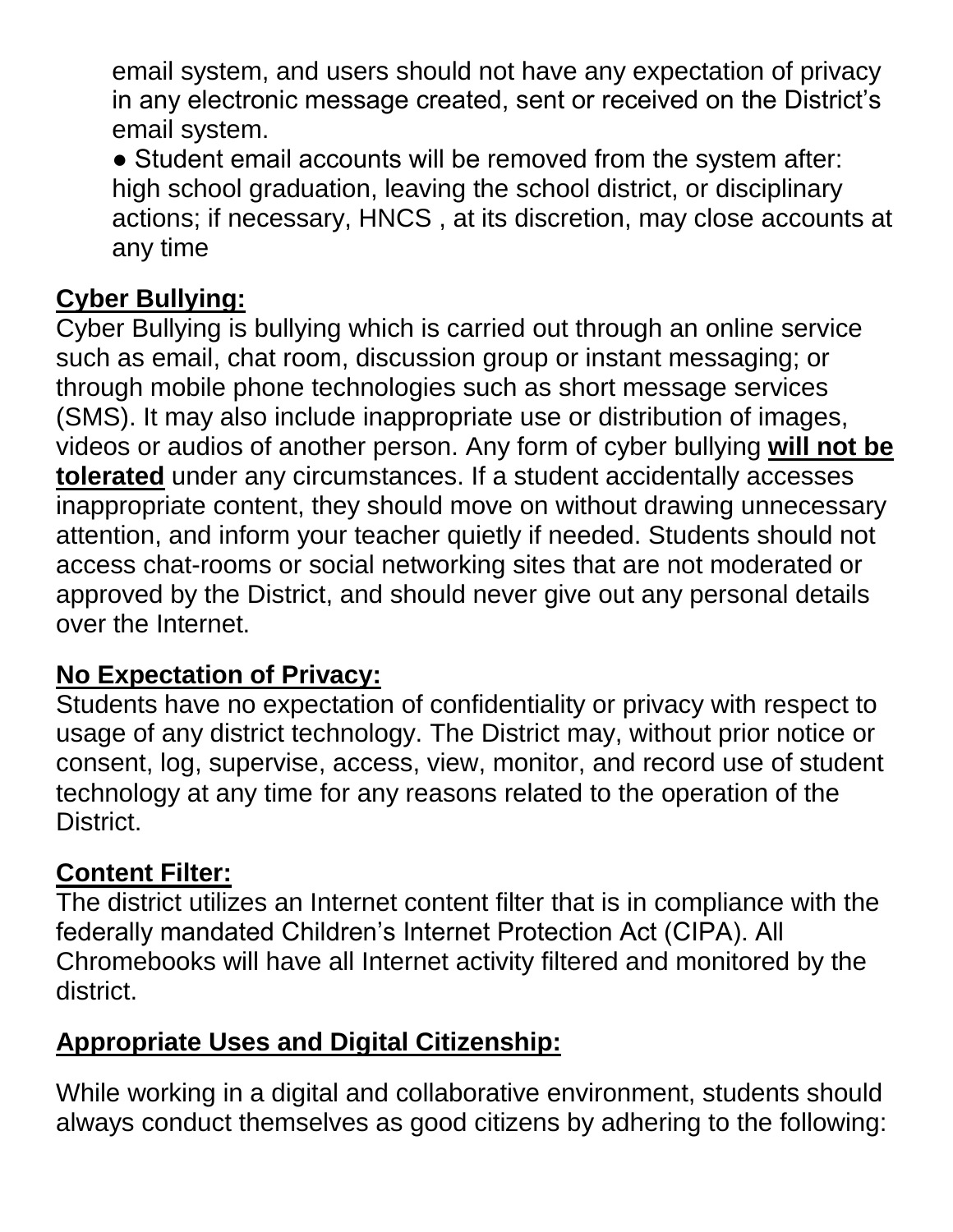email system, and users should not have any expectation of privacy in any electronic message created, sent or received on the District's email system.

● Student email accounts will be removed from the system after: high school graduation, leaving the school district, or disciplinary actions; if necessary, HNCS , at its discretion, may close accounts at any time

## Cyber Bullying:

Cyber Bullying is bullying which is carried out through an online service such as email, chat room, discussion group or instant messaging; or through mobile phone technologies such as short message services (SMS). It may also include inappropriate use or distribution of images, videos or audios of another person. Any form of cyber bullying **will not be tolerated** under any circumstances. If a student accidentally accesses inappropriate content, they should move on without drawing unnecessary attention, and inform your teacher quietly if needed. Students should not access chat-rooms or social networking sites that are not moderated or approved by the District, and should never give out any personal details over the Internet.

## No Expectation of Privacy:

Students have no expectation of confidentiality or privacy with respect to usage of any district technology. The District may, without prior notice or consent, log, supervise, access, view, monitor, and record use of student technology at any time for any reasons related to the operation of the District.

## Content Filter:

The district utilizes an Internet content filter that is in compliance with the federally mandated Children's Internet Protection Act (CIPA). All Chromebooks will have all Internet activity filtered and monitored by the district.

## Appropriate Uses and Digital Citizenship:

While working in a digital and collaborative environment, students should always conduct themselves as good citizens by adhering to the following: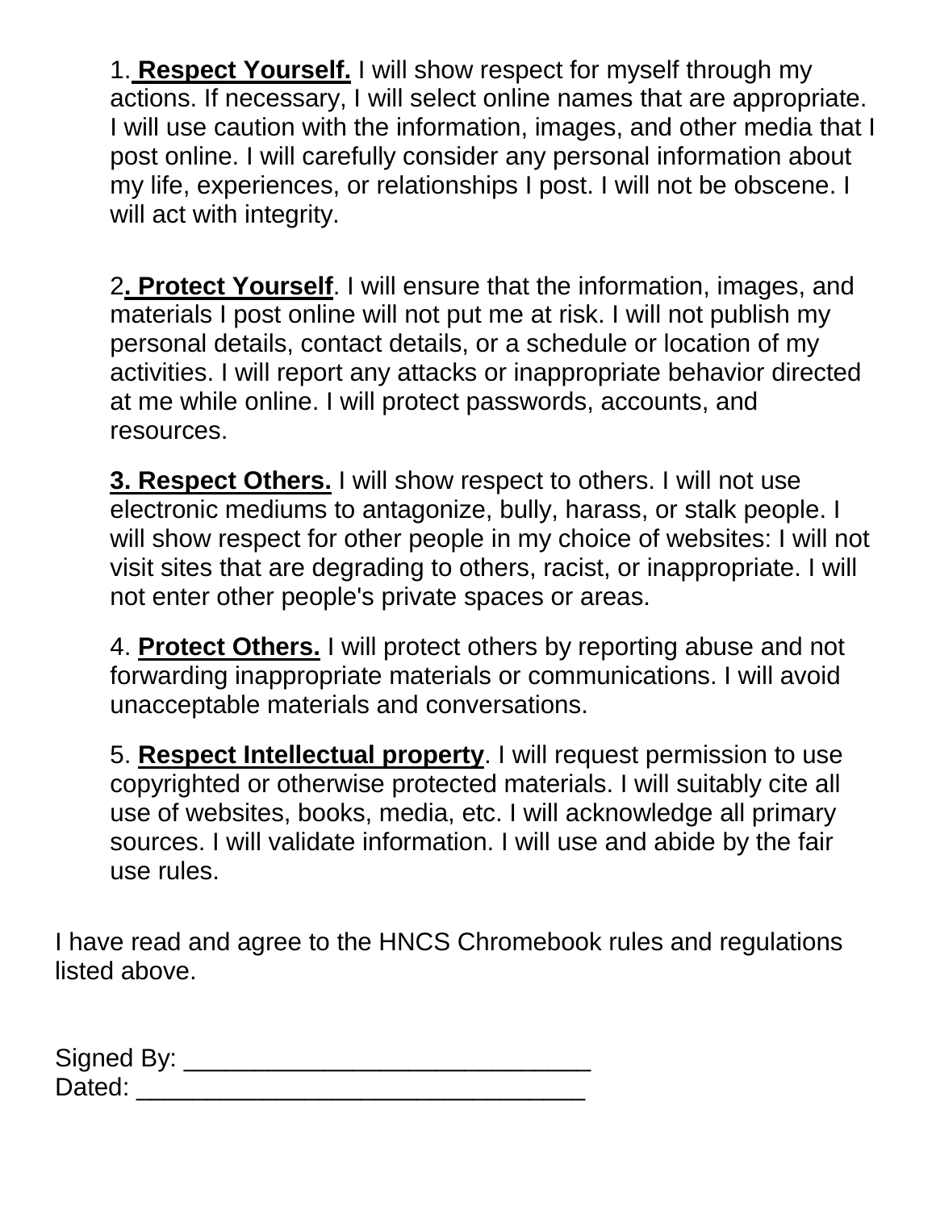1. **Respect Yourself.** I will show respect for myself through my actions. If necessary, I will select online names that are appropriate. I will use caution with the information, images, and other media that I post online. I will carefully consider any personal information about my life, experiences, or relationships I post. I will not be obscene. I will act with integrity.

2. **Protect Yourself**. I will ensure that the information, images, and materials I post online will not put me at risk. I will not publish my personal details, contact details, or a schedule or location of my activities. I will report any attacks or inappropriate behavior directed at me while online. I will protect passwords, accounts, and resources.

3. **Respect Others.** I will show respect to others. I will not use electronic mediums to antagonize, bully, harass, or stalk people. I will show respect for other people in my choice of websites: I will not visit sites that are degrading to others, racist, or inappropriate. I will not enter other people's private spaces or areas.

4. **Protect Others.** I will protect others by reporting abuse and not forwarding inappropriate materials or communications. I will avoid unacceptable materials and conversations.

5. **Respect Intellectual property**. I will request permission to use copyrighted or otherwise protected materials. I will suitably cite all use of websites, books, media, etc. I will acknowledge all primary sources. I will validate information. I will use and abide by the fair use rules.

I have read and agree to the HNCS Chromebook rules and regulations listed above.

Signed By: ______________________________
Dated: _________________________________